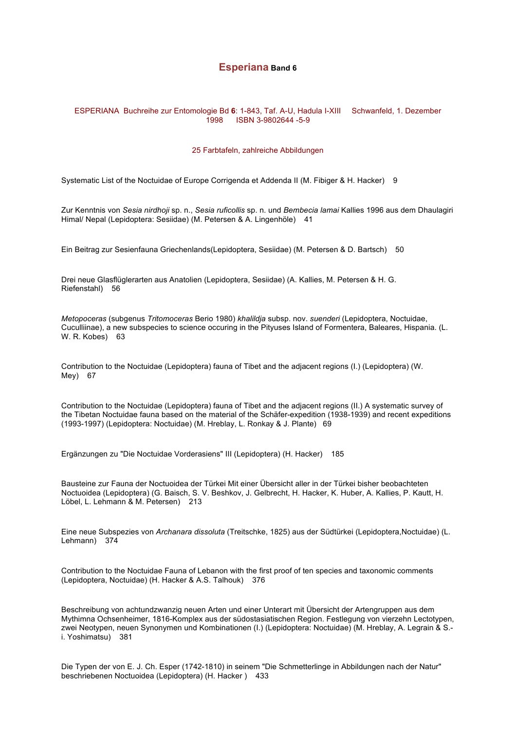# **Esperiana** Band 6

ESPERIANA Buchreihe zur Entomologie Bd **6**: 1-843, Taf. A-U, Hadula I-XIII Schwanfeld, 1. Dezember 1998 ISBN 3-9802644 -5-9

25 Farbtafeln, zahlreiche Abbildungen

Systematic List of the Noctuidae of Europe Corrigenda et Addenda II (M. Fibiger & H. Hacker) 9

Zur Kenntnis von *Sesia nirdhoji* sp. n., *Sesia ruficollis* sp. n. und *Bembecia lamai* Kallies 1996 aus dem Dhaulagiri Himal/ Nepal (Lepidoptera: Sesiidae) (M. Petersen & A. Lingenhöle) 41

Ein Beitrag zur Sesienfauna Griechenlands(Lepidoptera, Sesiidae) (M. Petersen & D. Bartsch) 50

Drei neue Glasflüglerarten aus Anatolien (Lepidoptera, Sesiidae) (A. Kallies, M. Petersen & H. G. Riefenstahl) 56

*Metopoceras* (subgenus *Tritomoceras* Berio 1980) *khalildja* subsp. nov. *suenderi* (Lepidoptera, Noctuidae, Cuculliinae), a new subspecies to science occuring in the Pityuses Island of Formentera, Baleares, Hispania. (L. W. R. Kobes) 63

Contribution to the Noctuidae (Lepidoptera) fauna of Tibet and the adjacent regions (I.) (Lepidoptera) (W. Mey) 67

Contribution to the Noctuidae (Lepidoptera) fauna of Tibet and the adjacent regions (II.) A systematic survey of the Tibetan Noctuidae fauna based on the material of the Schäfer-expedition (1938-1939) and recent expeditions (1993-1997) (Lepidoptera: Noctuidae) (M. Hreblay, L. Ronkay & J. Plante) 69

Ergänzungen zu "Die Noctuidae Vorderasiens" III (Lepidoptera) (H. Hacker) 185

Bausteine zur Fauna der Noctuoidea der Türkei Mit einer Übersicht aller in der Türkei bisher beobachteten Noctuoidea (Lepidoptera) (G. Baisch, S. V. Beshkov, J. Gelbrecht, H. Hacker, K. Huber, A. Kallies, P. Kautt, H. Löbel, L. Lehmann & M. Petersen) 213

Eine neue Subspezies von *Archanara dissoluta* (Treitschke, 1825) aus der Südtürkei (Lepidoptera,Noctuidae) (L. Lehmann) 374

Contribution to the Noctuidae Fauna of Lebanon with the first proof of ten species and taxonomic comments (Lepidoptera, Noctuidae) (H. Hacker & A.S. Talhouk) 376

Beschreibung von achtundzwanzig neuen Arten und einer Unterart mit Übersicht der Artengruppen aus dem Mythimna Ochsenheimer, 1816-Komplex aus der südostasiatischen Region. Festlegung von vierzehn Lectotypen, zwei Neotypen, neuen Synonymen und Kombinationen (I.) (Lepidoptera: Noctuidae) (M. Hreblay, A. Legrain & S.-i. Yoshimatsu) 381

Die Typen der von E. J. Ch. Esper (1742-1810) in seinem "Die Schmetterlinge in Abbildungen nach der Natur" beschriebenen Noctuoidea (Lepidoptera) (H. Hacker ) 433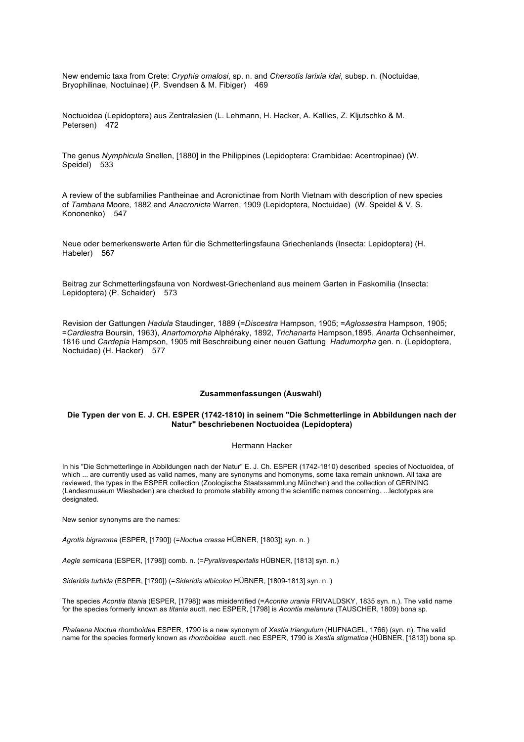New endemic taxa from Crete: *Cryphia omalosi*, sp. n. and *Chersotis larixia idai*, subsp. n. (Noctuidae, Bryophilinae, Noctuinae) (P. Svendsen & M. Fibiger) 469

Noctuoidea (Lepidoptera) aus Zentralasien (L. Lehmann, H. Hacker, A. Kallies, Z. Kljutschko & M. Petersen) 472

The genus *Nymphicula* Snellen, [1880] in the Philippines (Lepidoptera: Crambidae: Acentropinae) (W. Speidel) 533

A review of the subfamilies Pantheinae and Acronictinae from North Vietnam with description of new species of *Tambana* Moore, 1882 and *Anacronicta* Warren, 1909 (Lepidoptera, Noctuidae) (W. Speidel & V. S. Kononenko) 547

Neue oder bemerkenswerte Arten für die Schmetterlingsfauna Griechenlands (Insecta: Lepidoptera) (H. Habeler) 567

Beitrag zur Schmetterlingsfauna von Nordwest-Griechenland aus meinem Garten in Faskomilia (Insecta: Lepidoptera) (P. Schaider) 573

Revision der Gattungen *Hadula* Staudinger, 1889 (=*Discestra* Hampson, 1905; =*Aglossestra* Hampson, 1905; =*Cardiestra* Boursin, 1963), *Anartomorpha* Alphéraky, 1892, *Trichanarta* Hampson,1895, *Anarta* Ochsenheimer, 1816 und *Cardepia* Hampson, 1905 mit Beschreibung einer neuen Gattung *Hadumorpha* gen. n. (Lepidoptera, Noctuidae) (H. Hacker) 577

## Zusammenfassungen (Auswahl)

### Die Typen der von E. J. CH. ESPER (1742-1810) in seinem "Die Schmetterlinge in Abbildungen nach der Natur" beschriebenen Noctuoidea (Lepidoptera)

Hermann Hacker

In his "Die Schmetterlinge in Abbildungen nach der Natur" E. J. Ch. ESPER (1742-1810) described species of Noctuoidea, of which ... are currently used as valid names, many are synonyms and homonyms, some taxa remain unknown. All taxa are reviewed, the types in the ESPER collection (Zoologische Staatssammlung München) and the collection of GERNING (Landesmuseum Wiesbaden) are checked to promote stability among the scientific names concerning. ...lectotypes are designated.

New senior synonyms are the names:

*Agrotis bigramma* (ESPER, [1790]) (=*Noctua crassa* HÜBNER, [1803]) syn. n. )

*Aegle semicana* (ESPER, [1798]) comb. n. (=*Pyralisvespertalis* HÜBNER, [1813] syn. n.)

*Sideridis turbida* (ESPER, [1790]) (=*Sideridis albicolon* HÜBNER, [1809-1813] syn. n. )

The species *Acontia titania* (ESPER, [1798]) was misidentified (=*Acontia urania* FRIVALDSKY, 1835 syn. n.). The valid name for the species formerly known as *titania* auctt. nec ESPER, [1798] is *Acontia melanura* (TAUSCHER, 1809) bona sp.

*Phalaena Noctua rhomboidea* ESPER, 1790 is a new synonym of *Xestia triangulum* (HUFNAGEL, 1766) (syn. n). The valid name for the species formerly known as *rhomboidea* auctt. nec ESPER, 1790 is *Xestia stigmatica* (HÜBNER, [1813]) bona sp.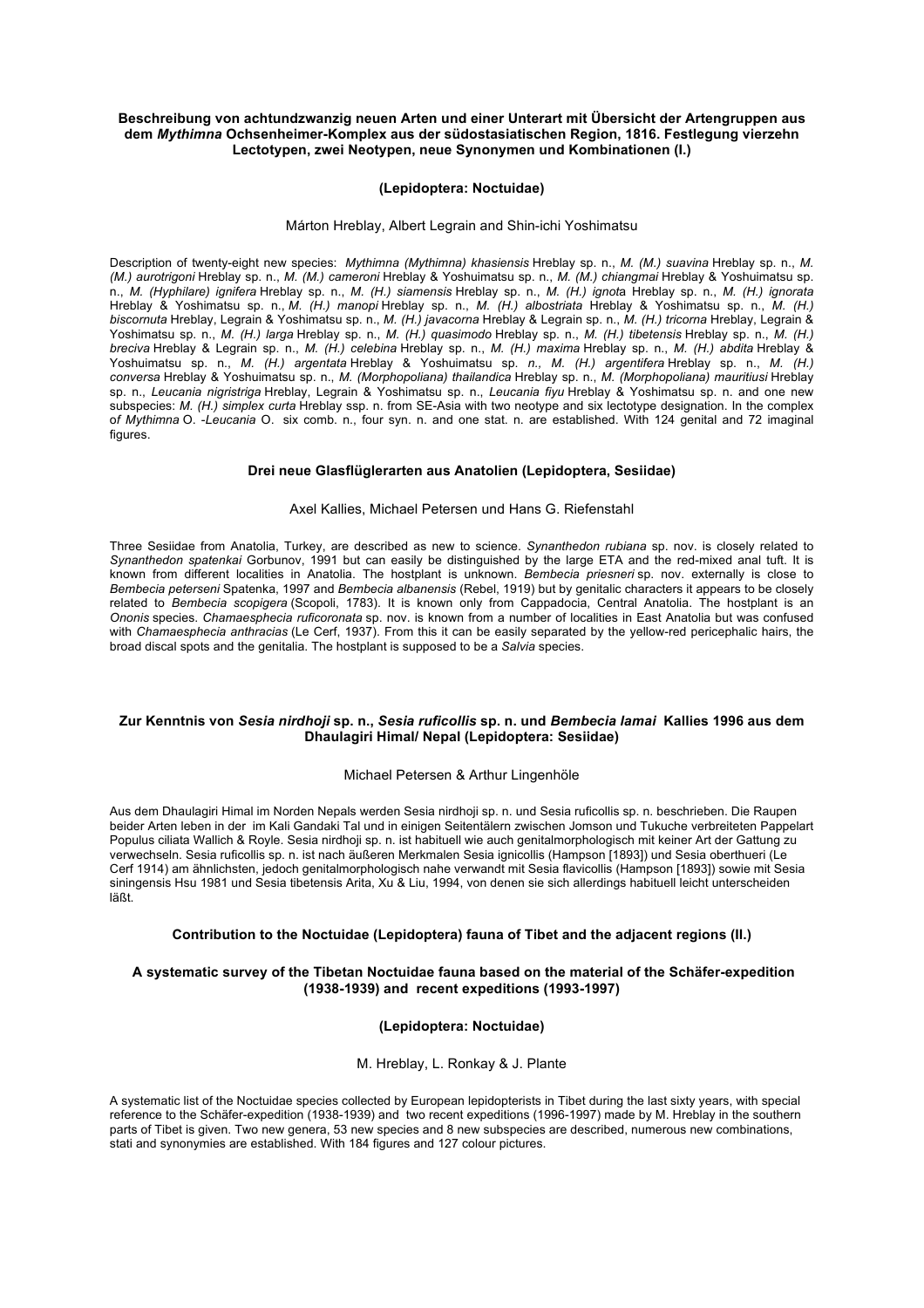**Beschreibung von achtundzwanzig neuen Arten und einer Unterart mit Übersicht der Artengruppen aus dem *Mythimna* Ochsenheimer-Komplex aus der südostasiatischen Region, 1816. Festlegung vierzehn Lectotypen, zwei Neotypen, neue Synonymen und Kombinationen (I.)**

**(Lepidoptera: Noctuidae)**

Márton Hreblay, Albert Legrain and Shin-ichi Yoshimatsu

Description of twenty-eight new species: *Mythimna (Mythimna) khasiensis* Hreblay sp. n., *M. (M.) suavina* Hreblay sp. n., *M. (M.) aurotrigoni* Hreblay sp. n., *M. (M.) cameroni* Hreblay & Yoshuimatsu sp. n., *M. (M.) chiangmai* Hreblay & Yoshuimatsu sp. n., *M. (Hyphilare) ignifera* Hreblay sp. n., *M. (H.) siamensis* Hreblay sp. n., *M. (H.) ignota* Hreblay sp. n., *M. (H.) ignorata* Hreblay & Yoshimatsu sp. n., *M. (H.) manopi* Hreblay sp. n., *M. (H.) albostriata* Hreblay & Yoshimatsu sp. n., *M. (H.) biscornuta* Hreblay, Legrain & Yoshimatsu sp. n., *M. (H.) javacorna* Hreblay & Legrain sp. n., *M. (H.) tricorna* Hreblay, Legrain & Yoshimatsu sp. n., *M. (H.) larga* Hreblay sp. n., *M. (H.) quasimodo* Hreblay sp. n., *M. (H.) tibetensis* Hreblay sp. n., *M. (H.) breciva* Hreblay & Legrain sp. n., *M. (H.) celebina* Hreblay sp. n., *M. (H.) maxima* Hreblay sp. n., *M. (H.) abdita* Hreblay & Yoshuimatsu sp. n., *M. (H.) argentata* Hreblay & Yoshuimatsu sp. *n., M. (H.) argentifera* Hreblay sp. n., *M. (H.) conversa* Hreblay & Yoshuimatsu sp. n., *M. (Morphopoliana) thailandica* Hreblay sp. n., *M. (Morphopoliana) mauritiusi* Hreblay sp. n., *Leucania nigristriga* Hreblay, Legrain & Yoshimatsu sp. n., *Leucania fiyu* Hreblay & Yoshimatsu sp. n. and one new subspecies: *M. (H.) simplex curta* Hreblay ssp. n. from SE-Asia with two neotype and six lectotype designation. In the complex of *Mythimna* O. -*Leucania* O. six comb. n., four syn. n. and one stat. n. are established. With 124 genital and 72 imaginal figures.

**Drei neue Glasflüglerarten aus Anatolien (Lepidoptera, Sesiidae)**

Axel Kallies, Michael Petersen und Hans G. Riefenstahl

Three Sesiidae from Anatolia, Turkey, are described as new to science. *Synanthedon rubiana* sp. nov. is closely related to *Synanthedon spatenkai* Gorbunov, 1991 but can easily be distinguished by the large ETA and the red-mixed anal tuft. It is known from different localities in Anatolia. The hostplant is unknown. *Bembecia priesneri* sp. nov. externally is close to *Bembecia peterseni* Spatenka, 1997 and *Bembecia albanensis* (Rebel, 1919) but by genitalic characters it appears to be closely related to *Bembecia scopigera* (Scopoli, 1783). It is known only from Cappadocia, Central Anatolia. The hostplant is an *Ononis* species. *Chamaesphecia ruficoronata* sp. nov. is known from a number of localities in East Anatolia but was confused with *Chamaesphecia anthracias* (Le Cerf, 1937). From this it can be easily separated by the yellow-red pericephalic hairs, the broad discal spots and the genitalia. The hostplant is supposed to be a *Salvia* species.

**Zur Kenntnis von *Sesia nirdhoji* sp. n., *Sesia ruficollis* sp. n. und *Bembecia lamai* Kallies 1996 aus dem Dhaulagiri Himal/ Nepal (Lepidoptera: Sesiidae)**

Michael Petersen & Arthur Lingenhöle

Aus dem Dhaulagiri Himal im Norden Nepals werden Sesia nirdhoji sp. n. und Sesia ruficollis sp. n. beschrieben. Die Raupen beider Arten leben in der im Kali Gandaki Tal und in einigen Seitentälern zwischen Jomson und Tukuche verbreiteten Pappelart Populus ciliata Wallich & Royle. Sesia nirdhoji sp. n. ist habituell wie auch genitalmorphologisch mit keiner Art der Gattung zu verwechseln. Sesia ruficollis sp. n. ist nach äußeren Merkmalen Sesia ignicollis (Hampson [1893]) und Sesia oberthueri (Le Cerf 1914) am ähnlichsten, jedoch genitalmorphologisch nahe verwandt mit Sesia flavicollis (Hampson [1893]) sowie mit Sesia siningensis Hsu 1981 und Sesia tibetensis Arita, Xu & Liu, 1994, von denen sie sich allerdings habituell leicht unterscheiden läßt.

**Contribution to the Noctuidae (Lepidoptera) fauna of Tibet and the adjacent regions (II.)**

**A systematic survey of the Tibetan Noctuidae fauna based on the material of the Schäfer-expedition (1938-1939) and recent expeditions (1993-1997)**

**(Lepidoptera: Noctuidae)**

M. Hreblay, L. Ronkay & J. Plante

A systematic list of the Noctuidae species collected by European lepidopterists in Tibet during the last sixty years, with special reference to the Schäfer-expedition (1938-1939) and two recent expeditions (1996-1997) made by M. Hreblay in the southern parts of Tibet is given. Two new genera, 53 new species and 8 new subspecies are described, numerous new combinations, stati and synonymies are established. With 184 figures and 127 colour pictures.